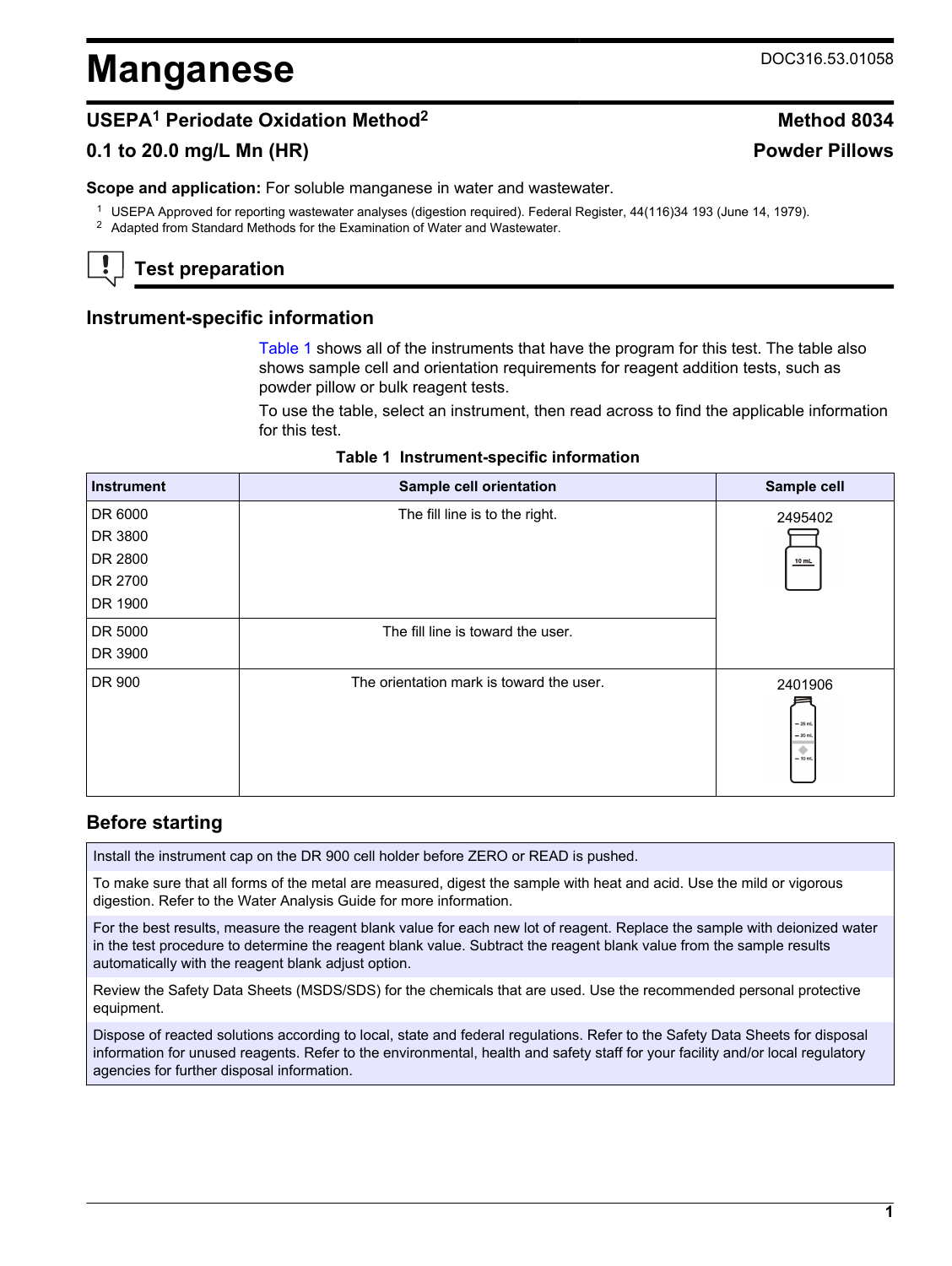# Manganese

DOC316.53.01058

## USEPA[1] Periodate Oxidation Method[2] — Method 8034

## 0.1 to 20.0 mg/L Mn (HR) — Powder Pillows

**Scope and application:** For soluble manganese in water and wastewater.

[1] USEPA Approved for reporting wastewater analyses (digestion required). Federal Register, 44(116)34 193 (June 14, 1979).
[2] Adapted from Standard Methods for the Examination of Water and Wastewater.

## Test preparation

### Instrument-specific information

Table 1 shows all of the instruments that have the program for this test. The table also shows sample cell and orientation requirements for reagent addition tests, such as powder pillow or bulk reagent tests.

To use the table, select an instrument, then read across to find the applicable information for this test.

**Table 1 Instrument-specific information**

| Instrument | Sample cell orientation | Sample cell |
|---|---|---|
| DR 6000<br>DR 3800<br>DR 2800<br>DR 2700<br>DR 1900 | The fill line is to the right. | 2495402 |
| DR 5000<br>DR 3900 | The fill line is toward the user. | 2495402 |
| DR 900 | The orientation mark is toward the user. | 2401906 |

### Before starting

Install the instrument cap on the DR 900 cell holder before ZERO or READ is pushed.

To make sure that all forms of the metal are measured, digest the sample with heat and acid. Use the mild or vigorous digestion. Refer to the Water Analysis Guide for more information.

For the best results, measure the reagent blank value for each new lot of reagent. Replace the sample with deionized water in the test procedure to determine the reagent blank value. Subtract the reagent blank value from the sample results automatically with the reagent blank adjust option.

Review the Safety Data Sheets (MSDS/SDS) for the chemicals that are used. Use the recommended personal protective equipment.

Dispose of reacted solutions according to local, state and federal regulations. Refer to the Safety Data Sheets for disposal information for unused reagents. Refer to the environmental, health and safety staff for your facility and/or local regulatory agencies for further disposal information.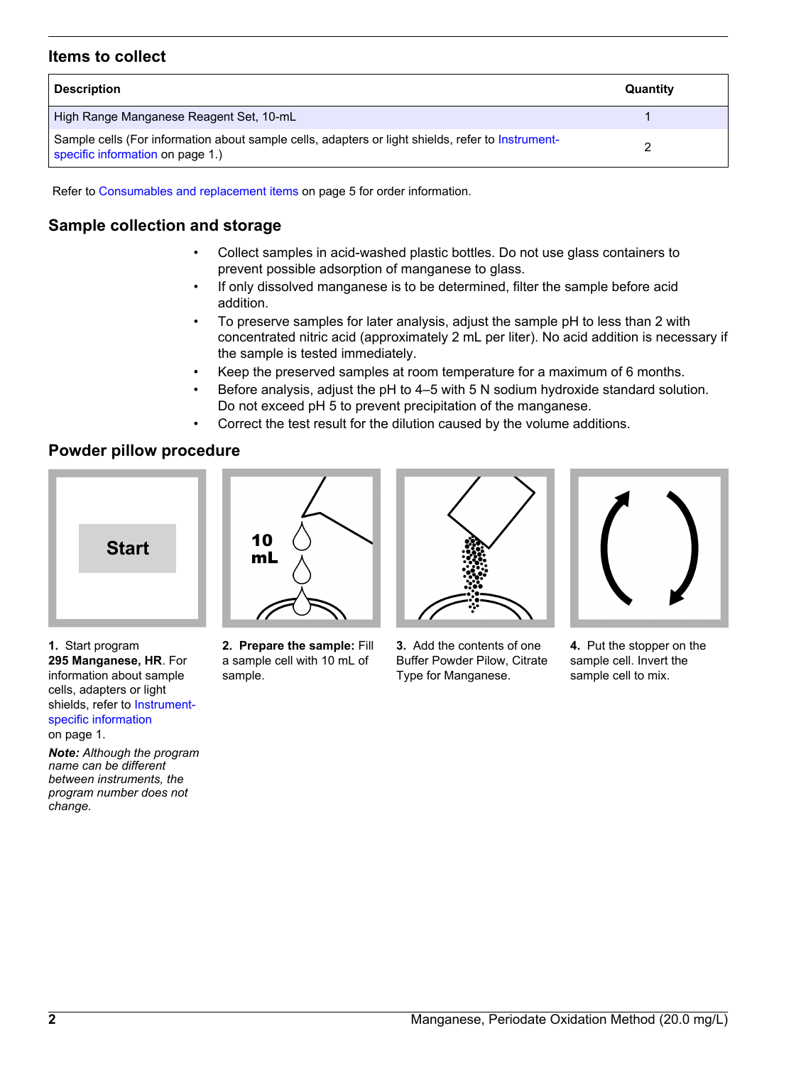## Items to collect

| Description | Quantity |
| --- | --- |
| High Range Manganese Reagent Set, 10-mL | 1 |
| Sample cells (For information about sample cells, adapters or light shields, refer to Instrument-specific information on page 1.) | 2 |

Refer to Consumables and replacement items on page 5 for order information.

## Sample collection and storage

- Collect samples in acid-washed plastic bottles. Do not use glass containers to prevent possible adsorption of manganese to glass.
- If only dissolved manganese is to be determined, filter the sample before acid addition.
- To preserve samples for later analysis, adjust the sample pH to less than 2 with concentrated nitric acid (approximately 2 mL per liter). No acid addition is necessary if the sample is tested immediately.
- Keep the preserved samples at room temperature for a maximum of 6 months.
- Before analysis, adjust the pH to 4–5 with 5 N sodium hydroxide standard solution. Do not exceed pH 5 to prevent precipitation of the manganese.
- Correct the test result for the dilution caused by the volume additions.

## Powder pillow procedure

**1.** Start program **295 Manganese, HR**. For information about sample cells, adapters or light shields, refer to Instrument-specific information on page 1.

***Note:** Although the program name can be different between instruments, the program number does not change.*

**2. Prepare the sample:** Fill a sample cell with 10 mL of sample.

**3.** Add the contents of one Buffer Powder Pilow, Citrate Type for Manganese.

**4.** Put the stopper on the sample cell. Invert the sample cell to mix.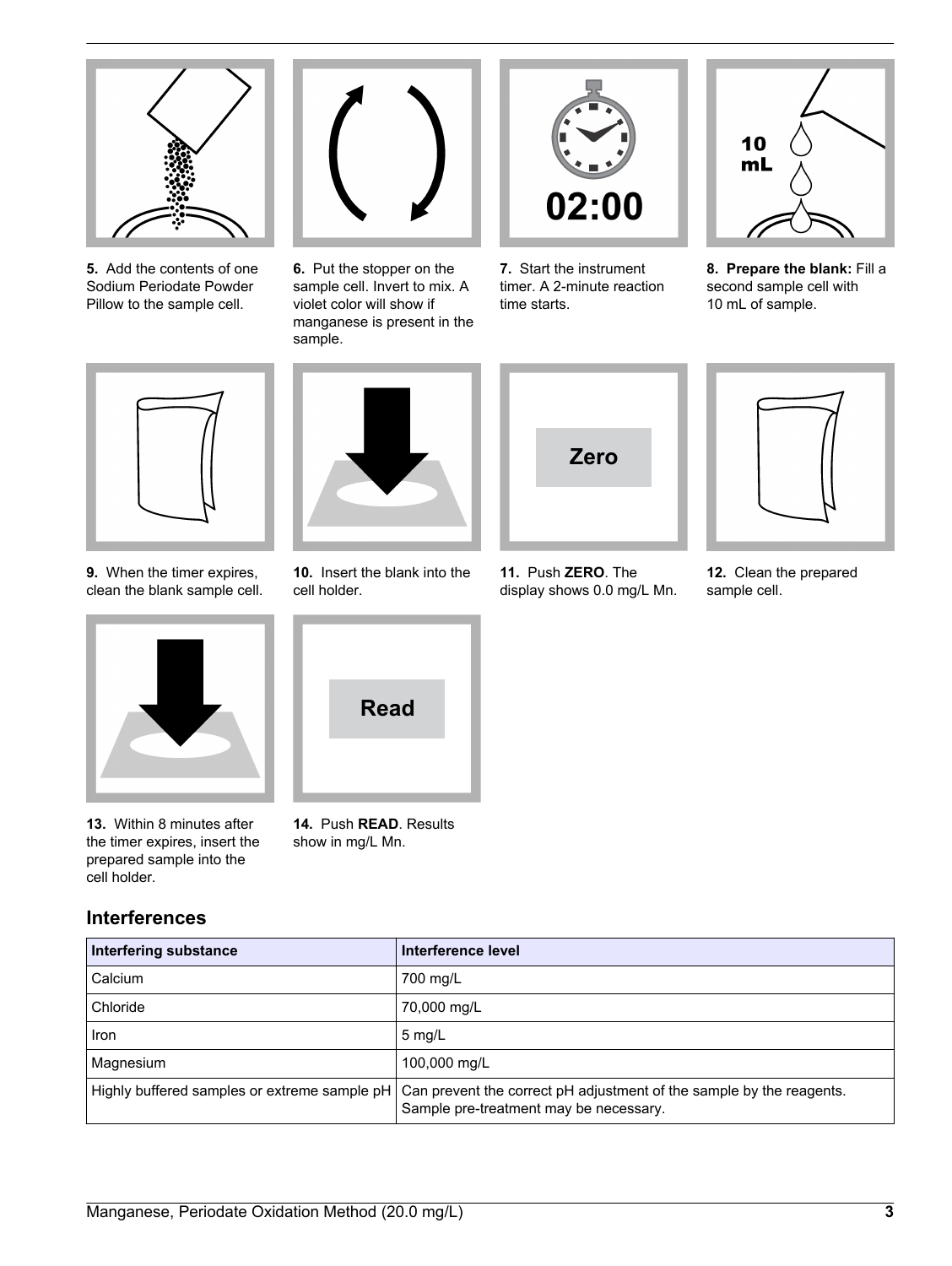5. Add the contents of one Sodium Periodate Powder Pillow to the sample cell.

6. Put the stopper on the sample cell. Invert to mix. A violet color will show if manganese is present in the sample.

7. Start the instrument timer. A 2-minute reaction time starts.

8. **Prepare the blank:** Fill a second sample cell with 10 mL of sample.

9. When the timer expires, clean the blank sample cell.

10. Insert the blank into the cell holder.

11. Push **ZERO**. The display shows 0.0 mg/L Mn.

12. Clean the prepared sample cell.

13. Within 8 minutes after the timer expires, insert the prepared sample into the cell holder.

14. Push **READ**. Results show in mg/L Mn.

## Interferences

| Interfering substance | Interference level |
| --- | --- |
| Calcium | 700 mg/L |
| Chloride | 70,000 mg/L |
| Iron | 5 mg/L |
| Magnesium | 100,000 mg/L |
| Highly buffered samples or extreme sample pH | Can prevent the correct pH adjustment of the sample by the reagents. Sample pre-treatment may be necessary. |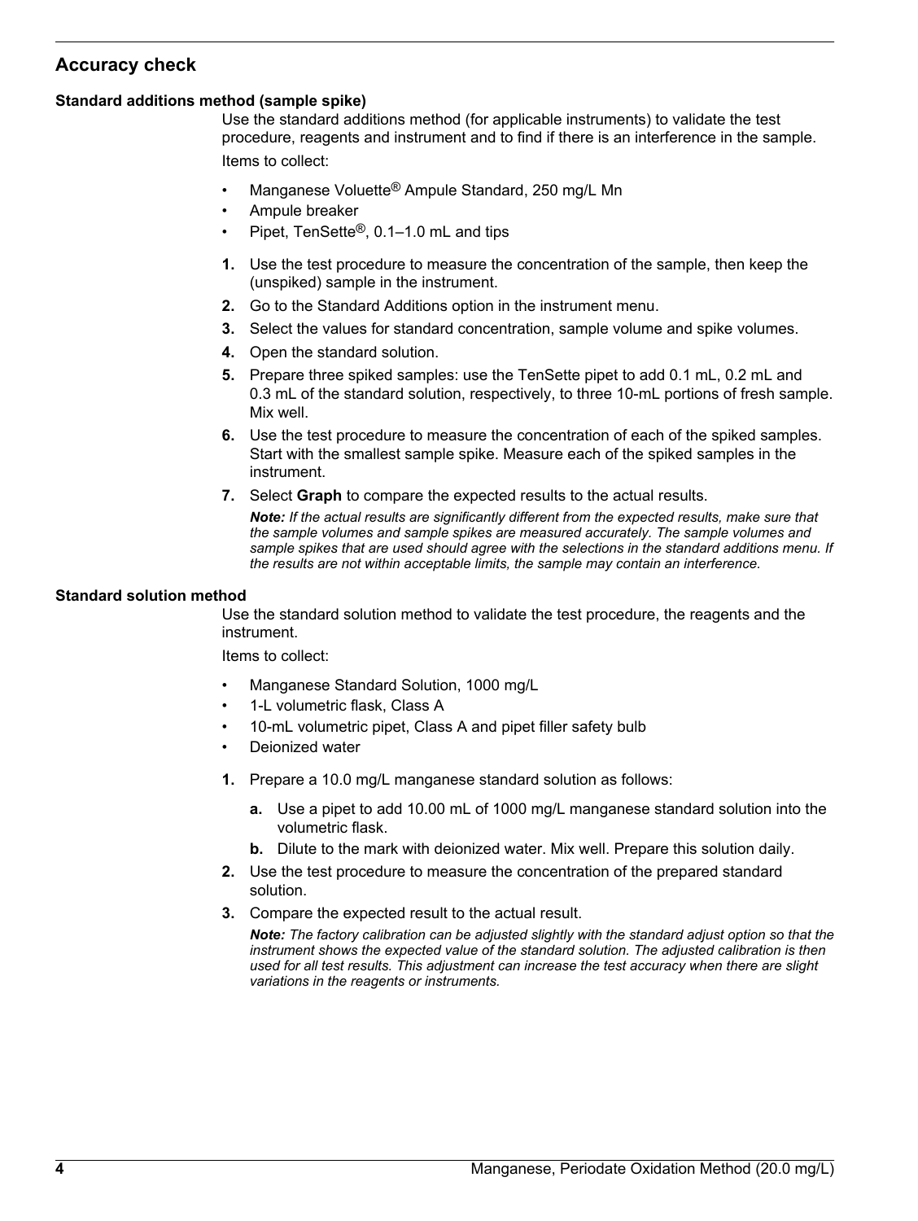## Accuracy check

### Standard additions method (sample spike)

Use the standard additions method (for applicable instruments) to validate the test procedure, reagents and instrument and to find if there is an interference in the sample.

Items to collect:

- Manganese Voluette® Ampule Standard, 250 mg/L Mn
- Ampule breaker
- Pipet, TenSette®, 0.1–1.0 mL and tips

1. Use the test procedure to measure the concentration of the sample, then keep the (unspiked) sample in the instrument.
2. Go to the Standard Additions option in the instrument menu.
3. Select the values for standard concentration, sample volume and spike volumes.
4. Open the standard solution.
5. Prepare three spiked samples: use the TenSette pipet to add 0.1 mL, 0.2 mL and 0.3 mL of the standard solution, respectively, to three 10-mL portions of fresh sample. Mix well.
6. Use the test procedure to measure the concentration of each of the spiked samples. Start with the smallest sample spike. Measure each of the spiked samples in the instrument.
7. Select **Graph** to compare the expected results to the actual results.

   ***Note:*** *If the actual results are significantly different from the expected results, make sure that the sample volumes and sample spikes are measured accurately. The sample volumes and sample spikes that are used should agree with the selections in the standard additions menu. If the results are not within acceptable limits, the sample may contain an interference.*

### Standard solution method

Use the standard solution method to validate the test procedure, the reagents and the instrument.

Items to collect:

- Manganese Standard Solution, 1000 mg/L
- 1-L volumetric flask, Class A
- 10-mL volumetric pipet, Class A and pipet filler safety bulb
- Deionized water

1. Prepare a 10.0 mg/L manganese standard solution as follows:
   a. Use a pipet to add 10.00 mL of 1000 mg/L manganese standard solution into the volumetric flask.
   b. Dilute to the mark with deionized water. Mix well. Prepare this solution daily.
2. Use the test procedure to measure the concentration of the prepared standard solution.
3. Compare the expected result to the actual result.

   ***Note:*** *The factory calibration can be adjusted slightly with the standard adjust option so that the instrument shows the expected value of the standard solution. The adjusted calibration is then used for all test results. This adjustment can increase the test accuracy when there are slight variations in the reagents or instruments.*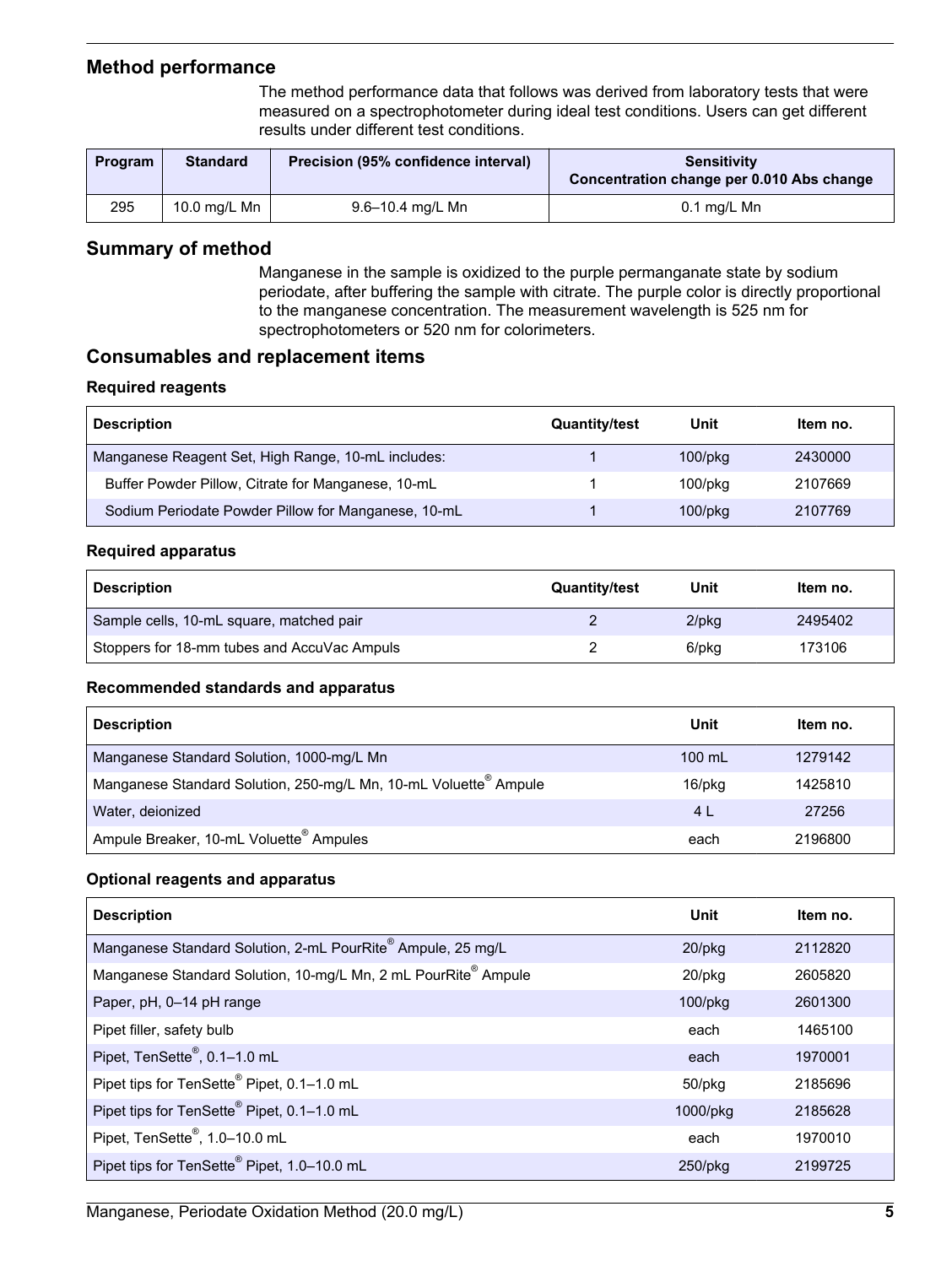## Method performance

The method performance data that follows was derived from laboratory tests that were measured on a spectrophotometer during ideal test conditions. Users can get different results under different test conditions.

| Program | Standard | Precision (95% confidence interval) | Sensitivity Concentration change per 0.010 Abs change |
|---|---|---|---|
| 295 | 10.0 mg/L Mn | 9.6–10.4 mg/L Mn | 0.1 mg/L Mn |

## Summary of method

Manganese in the sample is oxidized to the purple permanganate state by sodium periodate, after buffering the sample with citrate. The purple color is directly proportional to the manganese concentration. The measurement wavelength is 525 nm for spectrophotometers or 520 nm for colorimeters.

## Consumables and replacement items

### Required reagents

| Description | Quantity/test | Unit | Item no. |
|---|---|---|---|
| Manganese Reagent Set, High Range, 10-mL includes: | 1 | 100/pkg | 2430000 |
| Buffer Powder Pillow, Citrate for Manganese, 10-mL | 1 | 100/pkg | 2107669 |
| Sodium Periodate Powder Pillow for Manganese, 10-mL | 1 | 100/pkg | 2107769 |

### Required apparatus

| Description | Quantity/test | Unit | Item no. |
|---|---|---|---|
| Sample cells, 10-mL square, matched pair | 2 | 2/pkg | 2495402 |
| Stoppers for 18-mm tubes and AccuVac Ampuls | 2 | 6/pkg | 173106 |

### Recommended standards and apparatus

| Description | Unit | Item no. |
|---|---|---|
| Manganese Standard Solution, 1000-mg/L Mn | 100 mL | 1279142 |
| Manganese Standard Solution, 250-mg/L Mn, 10-mL Voluette® Ampule | 16/pkg | 1425810 |
| Water, deionized | 4 L | 27256 |
| Ampule Breaker, 10-mL Voluette® Ampules | each | 2196800 |

### Optional reagents and apparatus

| Description | Unit | Item no. |
|---|---|---|
| Manganese Standard Solution, 2-mL PourRite® Ampule, 25 mg/L | 20/pkg | 2112820 |
| Manganese Standard Solution, 10-mg/L Mn, 2 mL PourRite® Ampule | 20/pkg | 2605820 |
| Paper, pH, 0–14 pH range | 100/pkg | 2601300 |
| Pipet filler, safety bulb | each | 1465100 |
| Pipet, TenSette®, 0.1–1.0 mL | each | 1970001 |
| Pipet tips for TenSette® Pipet, 0.1–1.0 mL | 50/pkg | 2185696 |
| Pipet tips for TenSette® Pipet, 0.1–1.0 mL | 1000/pkg | 2185628 |
| Pipet, TenSette®, 1.0–10.0 mL | each | 1970010 |
| Pipet tips for TenSette® Pipet, 1.0–10.0 mL | 250/pkg | 2199725 |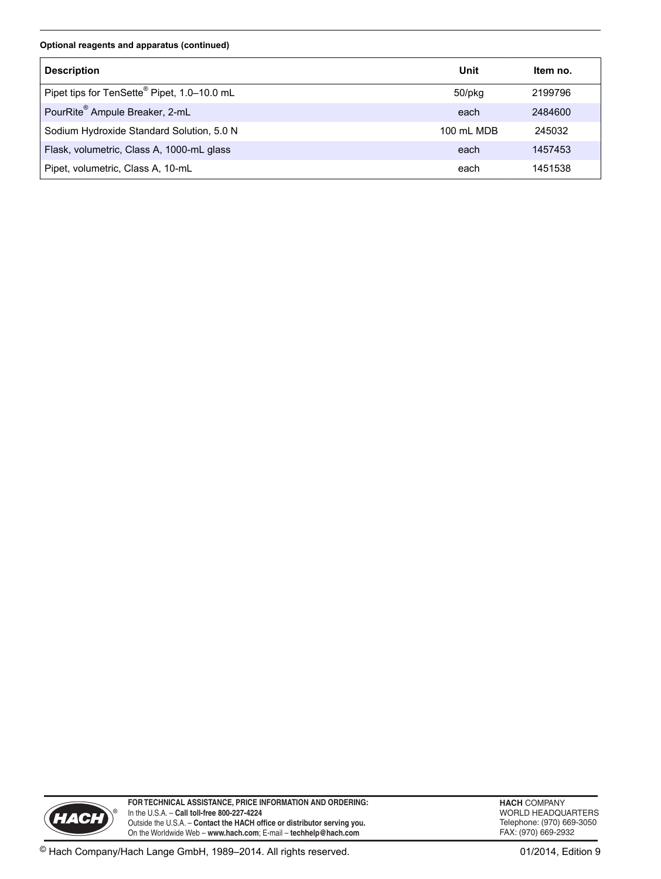**Optional reagents and apparatus (continued)**

| Description | Unit | Item no. |
|---|---|---|
| Pipet tips for TenSette® Pipet, 1.0–10.0 mL | 50/pkg | 2199796 |
| PourRite® Ampule Breaker, 2-mL | each | 2484600 |
| Sodium Hydroxide Standard Solution, 5.0 N | 100 mL MDB | 245032 |
| Flask, volumetric, Class A, 1000-mL glass | each | 1457453 |
| Pipet, volumetric, Class A, 10-mL | each | 1451538 |

**FOR TECHNICAL ASSISTANCE, PRICE INFORMATION AND ORDERING:**
In the U.S.A. – **Call toll-free 800-227-4224**
Outside the U.S.A. – **Contact the HACH office or distributor serving you.**
On the Worldwide Web – **www.hach.com**; E-mail – **techhelp@hach.com**

**HACH** COMPANY
WORLD HEADQUARTERS
Telephone: (970) 669-3050
FAX: (970) 669-2932

© Hach Company/Hach Lange GmbH, 1989–2014. All rights reserved.

01/2014, Edition 9